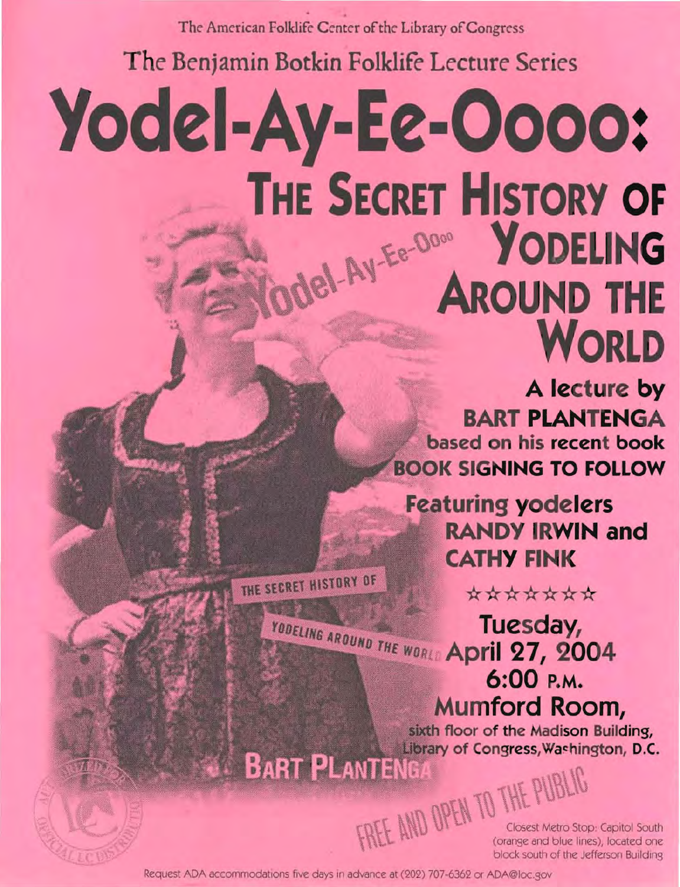The American Folklife Center of the Library of Congress

The Benjamin Botkin Folklife Lecture Series

# Yodel-Ay-Ee-Oooo:

## The Secret History of Yodeling Around the World

**A lecture by**
**BART PLANTENGA**
**based on his recent book**
**BOOK SIGNING TO FOLLOW**

**Featuring yodelers**
**RANDY IRWIN and**
**CATHY FINK**

☆☆☆☆☆☆☆

**Tuesday,**
**April 27, 2004**
**6:00 P.M.**
**Mumford Room,**
**sixth floor of the Madison Building,**
**Library of Congress, Washington, D.C.**

FREE AND OPEN TO THE PUBLIC

Closest Metro Stop: Capitol South (orange and blue lines), located one block south of the Jefferson Building

Request ADA accommodations five days in advance at (202) 707-6362 or ADA@loc.gov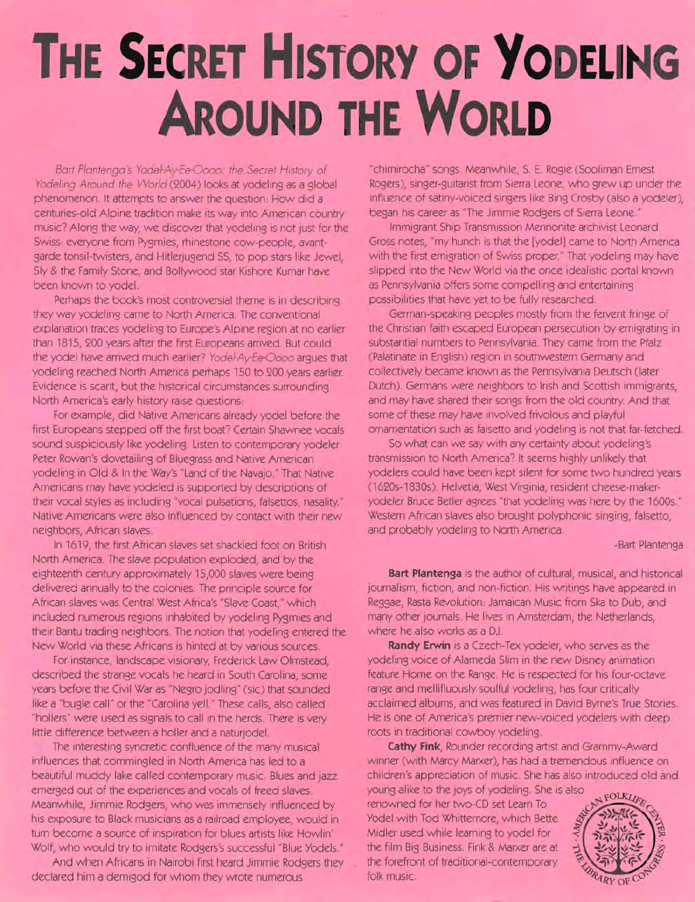# The Secret History of Yodeling Around the World

*Bart Plantenga's Yodel-Ay-Ee-Oooo: the Secret History of Yodeling Around the World* (2004) looks at yodeling as a global phenomenon. It attempts to answer the question: How did a centuries-old Alpine tradition make its way into American country music? Along the way, we discover that yodeling is not just for the Swiss: everyone from Pygmies, rhinestone cow-people, avant-garde tonsil-twisters, and Hitlerjugend SS, to pop stars like Jewel, Sly & the Family Stone, and Bollywood star Kishore Kumar have been known to yodel.

Perhaps the book's most controversial theme is in describing they way yodeling came to North America. The conventional explanation traces yodeling to Europe's Alpine region at no earlier than 1815, 200 years after the first Europeans arrived. But could the yodel have arrived much earlier? *Yodel-Ay-Ee-Oooo* argues that yodeling reached North America perhaps 150 to 200 years earlier. Evidence is scant, but the historical circumstances surrounding North America's early history raise questions:

For example, did Native Americans already yodel before the first Europeans stepped off the first boat? Certain Shawnee vocals sound suspiciously like yodeling. Listen to contemporary yodeler Peter Rowan's dovetailing of Bluegrass and Native American yodeling in Old & In the Way's "Land of the Navajo." That Native Americans may have yodeled is supported by descriptions of their vocal styles as including "vocal pulsations, falsettos, nasality." Native Americans were also influenced by contact with their new neighbors, African slaves.

In 1619, the first African slaves set shackled foot on British North America. The slave population exploded, and by the eighteenth century approximately 15,000 slaves were being delivered annually to the colonies. The principle source for African slaves was Central West Africa's "Slave Coast," which included numerous regions inhabited by yodeling Pygmies and their Bantu trading neighbors. The notion that yodeling entered the New World via these Africans is hinted at by various sources.

For instance, landscape visionary, Frederick Law Olmstead, described the strange vocals he heard in South Carolina, some years before the Civil War as "Negro jodling" (sic) that sounded like a "bugle call" or the "Carolina yell." These calls, also called "hollers" were used as signals to call in the herds. There is very little difference between a holler and a naturjodel.

The interesting syncretic confluence of the many musical influences that commingled in North America has led to a beautiful muddy lake called contemporary music. Blues and jazz emerged out of the experiences and vocals of freed slaves. Meanwhile, Jimmie Rodgers, who was immensely influenced by his exposure to Black musicians as a railroad employee, would in turn become a source of inspiration for blues artists like Howlin' Wolf, who would try to imitate Rodgers's successful "Blue Yodels."

And when Africans in Nairobi first heard Jimmie Rodgers they declared him a demigod for whom they wrote numerous "chimirocha" songs. Meanwhile, S. E. Rogie (Sooliman Ernest Rogers), singer-guitarist from Sierra Leone, who grew up under the influence of satiny-voiced singers like Bing Crosby (also a yodeler), began his career as "The Jimmie Rodgers of Sierra Leone."

Immigrant Ship Transmission Mennonite archivist Leonard Gross notes, "my hunch is that the [yodel] came to North America with the first emigration of Swiss proper." That yodeling may have slipped into the New World via the once idealistic portal known as Pennsylvania offers some compelling and entertaining possibilities that have yet to be fully researched.

German-speaking peoples mostly from the fervent fringe of the Christian faith escaped European persecution by emigrating in substantial numbers to Pennsylvania. They came from the Pfalz (Palatinate in English) region in southwestern Germany and collectively became known as the Pennsylvania Deutsch (later Dutch). Germans were neighbors to Irish and Scottish immigrants, and may have shared their songs from the old country. And that some of these may have involved frivolous and playful ornamentation such as falsetto and yodeling is not that far-fetched.

So what can we say with any certainty about yodeling's transmission to North America? It seems highly unlikely that yodelers could have been kept silent for some two hundred years (1620s-1830s). Helvetia, West Virginia, resident cheese-maker-yodeler Bruce Betler agrees "that yodeling was here by the 1600s." Western African slaves also brought polyphonic singing, falsetto, and probably yodeling to North America.

-Bart Plantenga

**Bart Plantenga** is the author of cultural, musical, and historical journalism, fiction, and non-fiction. His writings have appeared in Reggae, Rasta Revolution: Jamaican Music from Ska to Dub, and many other journals. He lives in Amsterdam, the Netherlands, where he also works as a DJ.

**Randy Erwin** is a Czech-Tex yodeler, who serves as the yodeling voice of Alameda Slim in the new Disney animation feature Home on the Range. He is respected for his four-octave range and mellifluously soulful yodeling, has four critically acclaimed albums, and was featured in David Byrne's True Stories. He is one of America's premier new-voiced yodelers with deep roots in traditional cowboy yodeling.

**Cathy Fink**, Rounder recording artist and Grammy-Award winner (with Marcy Marxer), has had a tremendous influence on children's appreciation of music. She has also introduced old and young alike to the joys of yodeling. She is also renowned for her two-CD set Learn To Yodel with Tod Whittemore, which Bette Midler used while learning to yodel for the film Big Business. Fink & Marxer are at the forefront of traditional-contemporary folk music.

American Folklife Center · The Library of Congress